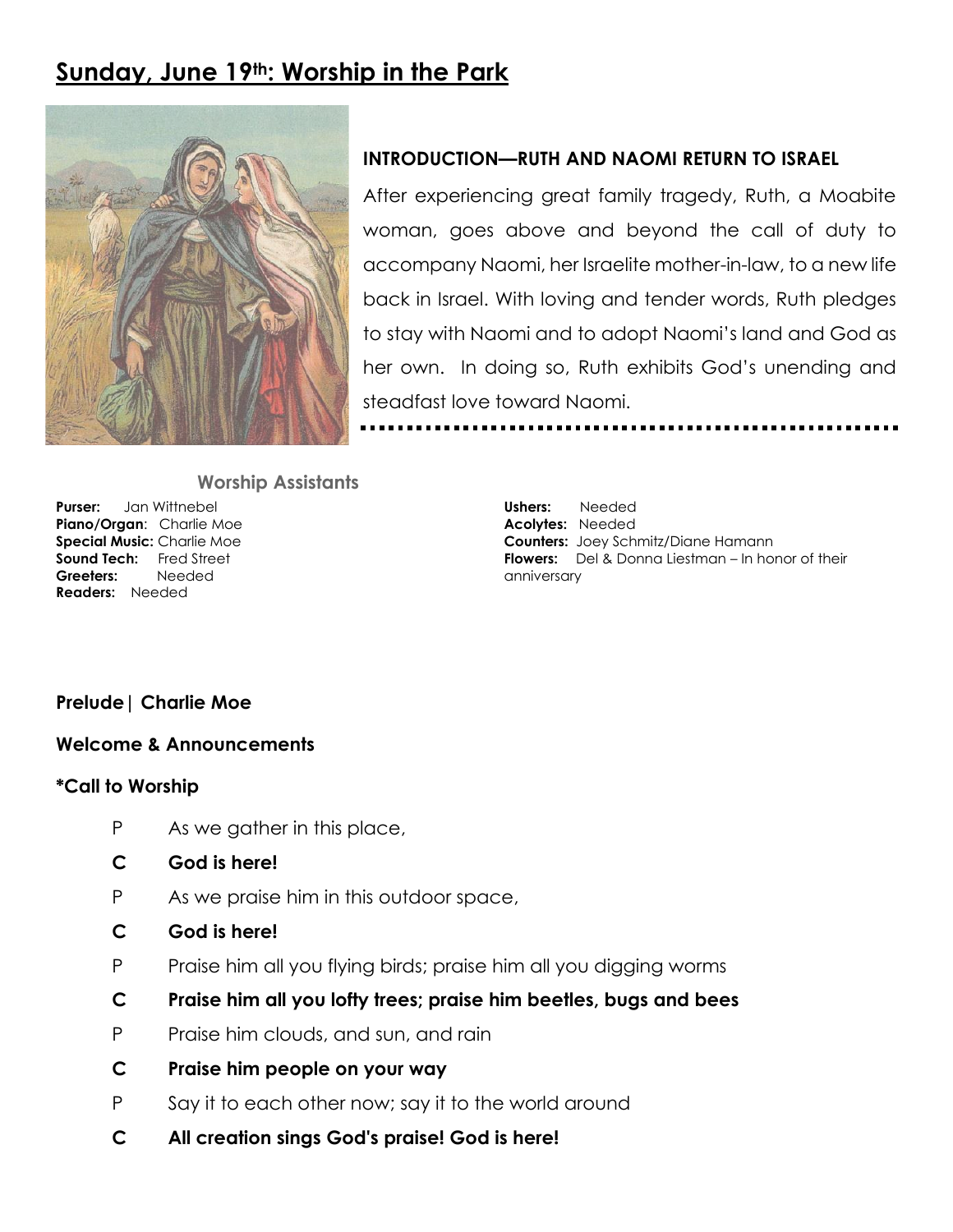# Sunday, June 19th: Worship in the Park

**INTRODUCTION—RUTH AND NAOMI RETURN TO ISRAEL**

After experiencing great family tragedy, Ruth, a Moabite woman, goes above and beyond the call of duty to accompany Naomi, her Israelite mother-in-law, to a new life back in Israel. With loving and tender words, Ruth pledges to stay with Naomi and to adopt Naomi's land and God as her own. In doing so, Ruth exhibits God's unending and steadfast love toward Naomi.

## Worship Assistants

**Purser:** Jan Wittnebel
**Piano/Organ**: Charlie Moe
**Special Music:** Charlie Moe
**Sound Tech:** Fred Street
**Greeters:** Needed
**Readers:** Needed

**Ushers:** Needed
**Acolytes:** Needed
**Counters:** Joey Schmitz/Diane Hamann
**Flowers:** Del & Donna Liestman – In honor of their anniversary

**Prelude | Charlie Moe**

**Welcome & Announcements**

**\*Call to Worship**

P As we gather in this place,

**C God is here!**

P As we praise him in this outdoor space,

**C God is here!**

P Praise him all you flying birds; praise him all you digging worms

**C Praise him all you lofty trees; praise him beetles, bugs and bees**

P Praise him clouds, and sun, and rain

**C Praise him people on your way**

P Say it to each other now; say it to the world around

**C All creation sings God's praise! God is here!**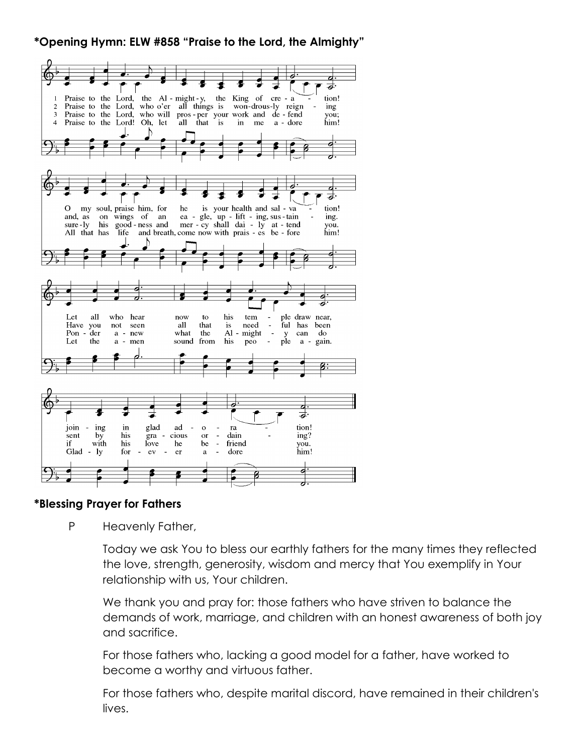**\*Opening Hymn: ELW #858 "Praise to the Lord, the Almighty"**

1 Praise to the Lord, the Almighty, the King of creation!
O my soul, praise him, for he is your health and salvation!
Let all who hear now to his temple draw near,
joining in glad adoration!

2 Praise to the Lord, who o'er all things is wondrously reigning
and, as on wings of an eagle, uplifting, sustaining.
Have you not seen all that is needful has been
sent by his gracious ordaining?

3 Praise to the Lord, who will prosper your work and defend you;
surely his goodness and mercy shall daily attend you.
Ponder anew what the Almighty can do
if with his love he befriend you.

4 Praise to the Lord! Oh, let all that is in me adore him!
All that has life and breath, come now with praises before him!
Let the amen sound from his people again.
Gladly forever adore him!

**\*Blessing Prayer for Fathers**

P Heavenly Father,

Today we ask You to bless our earthly fathers for the many times they reflected the love, strength, generosity, wisdom and mercy that You exemplify in Your relationship with us, Your children.

We thank you and pray for: those fathers who have striven to balance the demands of work, marriage, and children with an honest awareness of both joy and sacrifice.

For those fathers who, lacking a good model for a father, have worked to become a worthy and virtuous father.

For those fathers who, despite marital discord, have remained in their children's lives.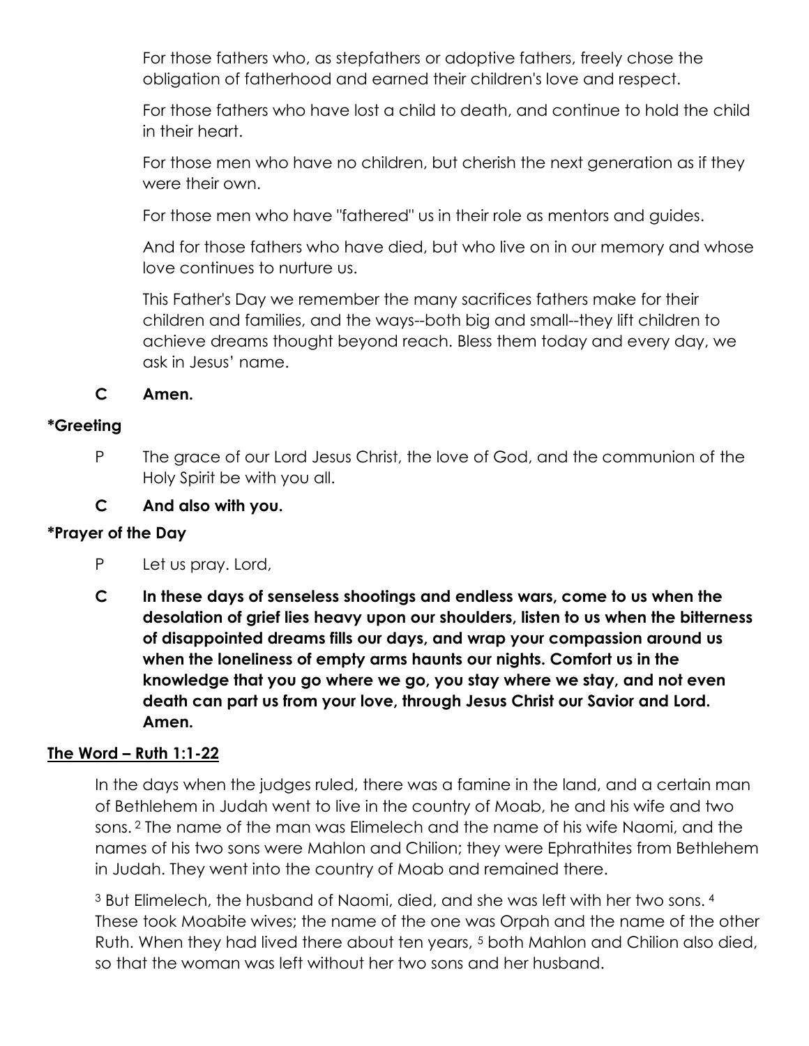For those fathers who, as stepfathers or adoptive fathers, freely chose the obligation of fatherhood and earned their children's love and respect.

For those fathers who have lost a child to death, and continue to hold the child in their heart.

For those men who have no children, but cherish the next generation as if they were their own.

For those men who have "fathered" us in their role as mentors and guides.

And for those fathers who have died, but who live on in our memory and whose love continues to nurture us.

This Father's Day we remember the many sacrifices fathers make for their children and families, and the ways--both big and small--they lift children to achieve dreams thought beyond reach. Bless them today and every day, we ask in Jesus' name.

**C Amen.**

**\*Greeting**

P The grace of our Lord Jesus Christ, the love of God, and the communion of the Holy Spirit be with you all.

**C And also with you.**

**\*Prayer of the Day**

P Let us pray. Lord,

**C In these days of senseless shootings and endless wars, come to us when the desolation of grief lies heavy upon our shoulders, listen to us when the bitterness of disappointed dreams fills our days, and wrap your compassion around us when the loneliness of empty arms haunts our nights. Comfort us in the knowledge that you go where we go, you stay where we stay, and not even death can part us from your love, through Jesus Christ our Savior and Lord. Amen.**

**<u>The Word – Ruth 1:1-22</u>**

In the days when the judges ruled, there was a famine in the land, and a certain man of Bethlehem in Judah went to live in the country of Moab, he and his wife and two sons. [2] The name of the man was Elimelech and the name of his wife Naomi, and the names of his two sons were Mahlon and Chilion; they were Ephrathites from Bethlehem in Judah. They went into the country of Moab and remained there.

[3] But Elimelech, the husband of Naomi, died, and she was left with her two sons. [4] These took Moabite wives; the name of the one was Orpah and the name of the other Ruth. When they had lived there about ten years, [5] both Mahlon and Chilion also died, so that the woman was left without her two sons and her husband.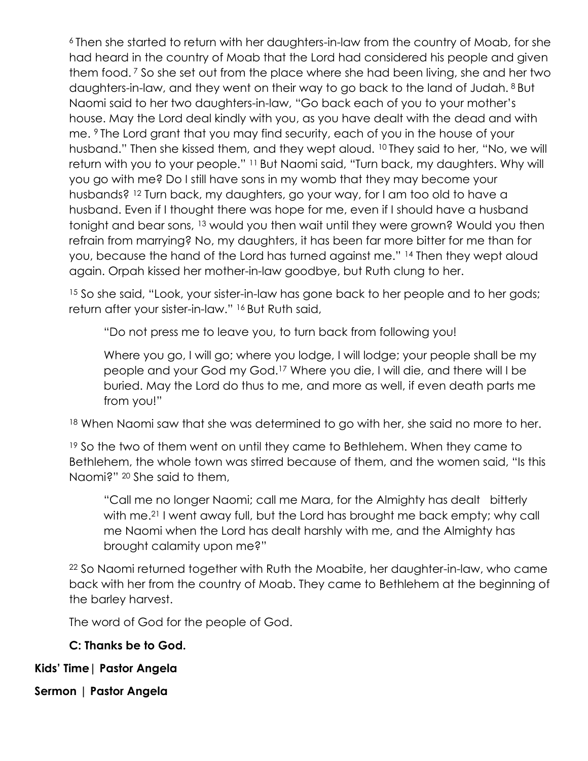[6] Then she started to return with her daughters-in-law from the country of Moab, for she had heard in the country of Moab that the Lord had considered his people and given them food. [7] So she set out from the place where she had been living, she and her two daughters-in-law, and they went on their way to go back to the land of Judah. [8] But Naomi said to her two daughters-in-law, "Go back each of you to your mother's house. May the Lord deal kindly with you, as you have dealt with the dead and with me. [9] The Lord grant that you may find security, each of you in the house of your husband." Then she kissed them, and they wept aloud. [10] They said to her, "No, we will return with you to your people." [11] But Naomi said, "Turn back, my daughters. Why will you go with me? Do I still have sons in my womb that they may become your husbands? [12] Turn back, my daughters, go your way, for I am too old to have a husband. Even if I thought there was hope for me, even if I should have a husband tonight and bear sons, [13] would you then wait until they were grown? Would you then refrain from marrying? No, my daughters, it has been far more bitter for me than for you, because the hand of the Lord has turned against me." [14] Then they wept aloud again. Orpah kissed her mother-in-law goodbye, but Ruth clung to her.

[15] So she said, "Look, your sister-in-law has gone back to her people and to her gods; return after your sister-in-law." [16] But Ruth said,

> "Do not press me to leave you, to turn back from following you!
>
> Where you go, I will go; where you lodge, I will lodge; your people shall be my people and your God my God.[17] Where you die, I will die, and there will I be buried. May the Lord do thus to me, and more as well, if even death parts me from you!"

[18] When Naomi saw that she was determined to go with her, she said no more to her.

[19] So the two of them went on until they came to Bethlehem. When they came to Bethlehem, the whole town was stirred because of them, and the women said, "Is this Naomi?" [20] She said to them,

> "Call me no longer Naomi; call me Mara, for the Almighty has dealt bitterly with me.[21] I went away full, but the Lord has brought me back empty; why call me Naomi when the Lord has dealt harshly with me, and the Almighty has brought calamity upon me?"

[22] So Naomi returned together with Ruth the Moabite, her daughter-in-law, who came back with her from the country of Moab. They came to Bethlehem at the beginning of the barley harvest.

The word of God for the people of God.

**C: Thanks be to God.**

**Kids' Time| Pastor Angela**

**Sermon | Pastor Angela**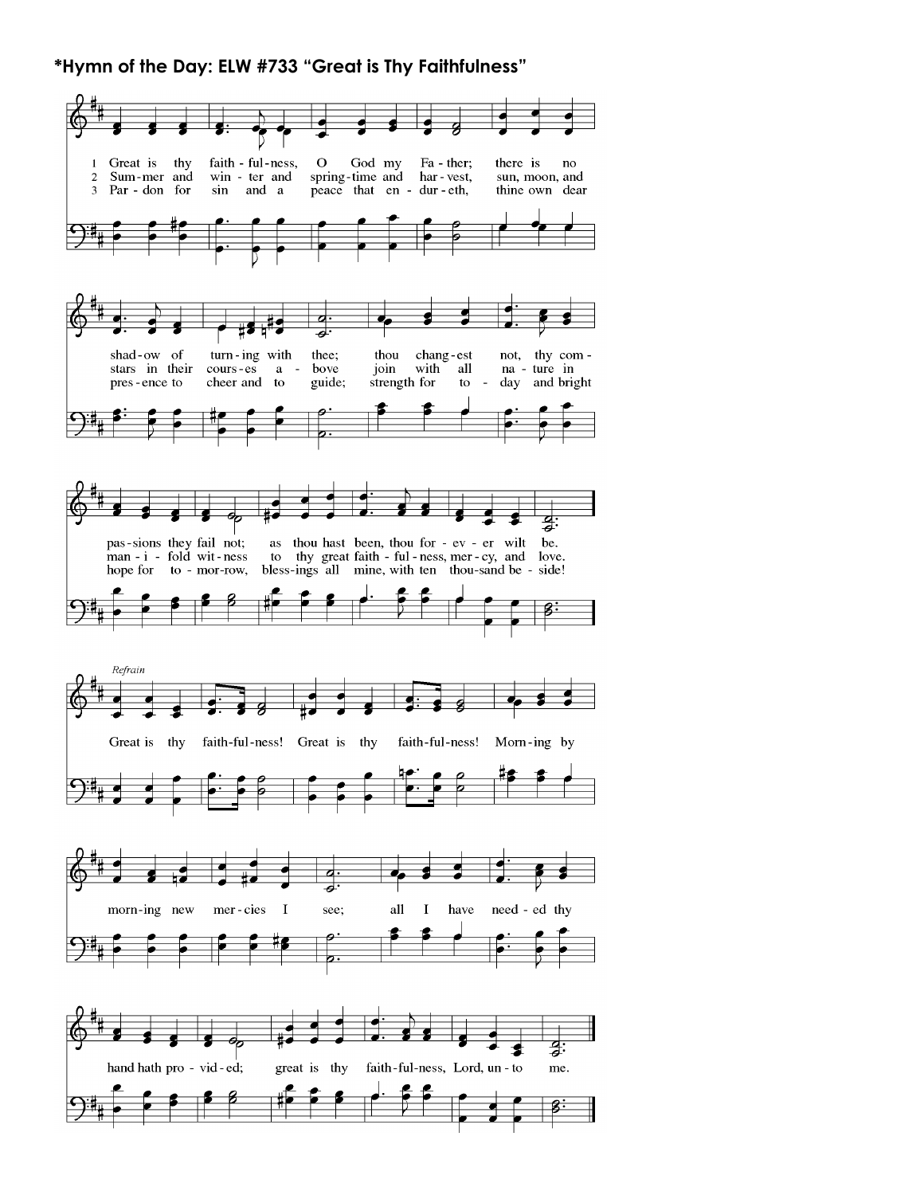**\*Hymn of the Day: ELW #733 "Great is Thy Faithfulness"**

1 Great is thy faith-ful-ness, O God my Fa-ther; there is no shad-ow of turn-ing with thee; thou chang-est not, thy com-pas-sions they fail not; as thou hast been, thou for-ev-er wilt be.

2 Sum-mer and win-ter and spring-time and har-vest, sun, moon, and stars in their cours-es a-bove join with all na-ture in man-i-fold wit-ness to thy great faith-ful-ness, mer-cy, and love.

3 Par-don for sin and a peace that en-dur-eth, thine own dear pres-ence to cheer and to guide; strength for to-day and bright hope for to-mor-row, bless-ings all mine, with ten thou-sand be-side!

*Refrain*

Great is thy faith-ful-ness! Great is thy faith-ful-ness! Morn-ing by morn-ing new mer-cies I see; all I have need-ed thy hand hath pro-vid-ed; great is thy faith-ful-ness, Lord, un-to me.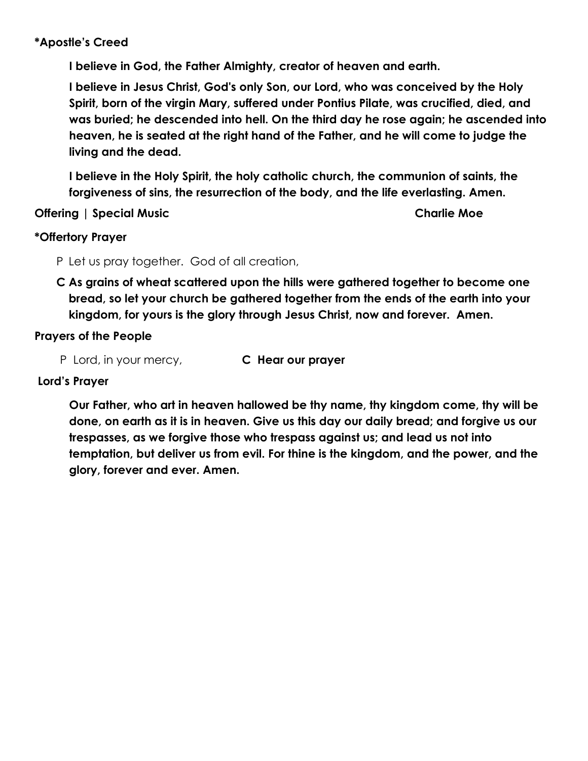**\*Apostle's Creed**

**I believe in God, the Father Almighty, creator of heaven and earth.**

**I believe in Jesus Christ, God's only Son, our Lord, who was conceived by the Holy Spirit, born of the virgin Mary, suffered under Pontius Pilate, was crucified, died, and was buried; he descended into hell. On the third day he rose again; he ascended into heaven, he is seated at the right hand of the Father, and he will come to judge the living and the dead.**

**I believe in the Holy Spirit, the holy catholic church, the communion of saints, the forgiveness of sins, the resurrection of the body, and the life everlasting. Amen.**

**Offering | Special Music** **Charlie Moe**

**\*Offertory Prayer**

P Let us pray together. God of all creation,

**C As grains of wheat scattered upon the hills were gathered together to become one bread, so let your church be gathered together from the ends of the earth into your kingdom, for yours is the glory through Jesus Christ, now and forever. Amen.**

**Prayers of the People**

P Lord, in your mercy, **C Hear our prayer**

**Lord's Prayer**

**Our Father, who art in heaven hallowed be thy name, thy kingdom come, thy will be done, on earth as it is in heaven. Give us this day our daily bread; and forgive us our trespasses, as we forgive those who trespass against us; and lead us not into temptation, but deliver us from evil. For thine is the kingdom, and the power, and the glory, forever and ever. Amen.**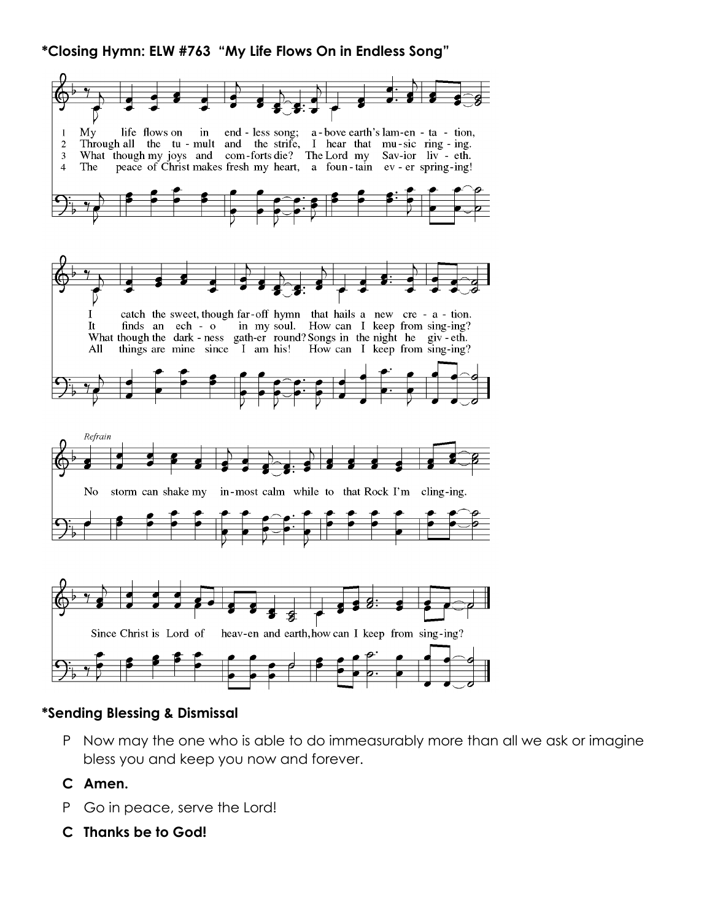**\*Closing Hymn: ELW #763 "My Life Flows On in Endless Song"**

1 My life flows on in end - less song; a - bove earth's lam-en - ta - tion,
I catch the sweet, though far-off hymn that hails a new cre - a - tion.

2 Through all the tu - mult and the strife, I hear that mu-sic ring - ing.
It finds an ech - o in my soul. How can I keep from sing-ing?

3 What though my joys and com-forts die? The Lord my Sav-ior liv - eth.
What though the dark - ness gath-er round? Songs in the night he giv - eth.

4 The peace of Christ makes fresh my heart, a foun-tain ev - er spring-ing!
All things are mine since I am his! How can I keep from sing-ing?

*Refrain*
No storm can shake my in-most calm while to that Rock I'm cling-ing.
Since Christ is Lord of heav-en and earth, how can I keep from sing-ing?

**\*Sending Blessing & Dismissal**

P Now may the one who is able to do immeasurably more than all we ask or imagine bless you and keep you now and forever.

**C Amen.**

P Go in peace, serve the Lord!

**C Thanks be to God!**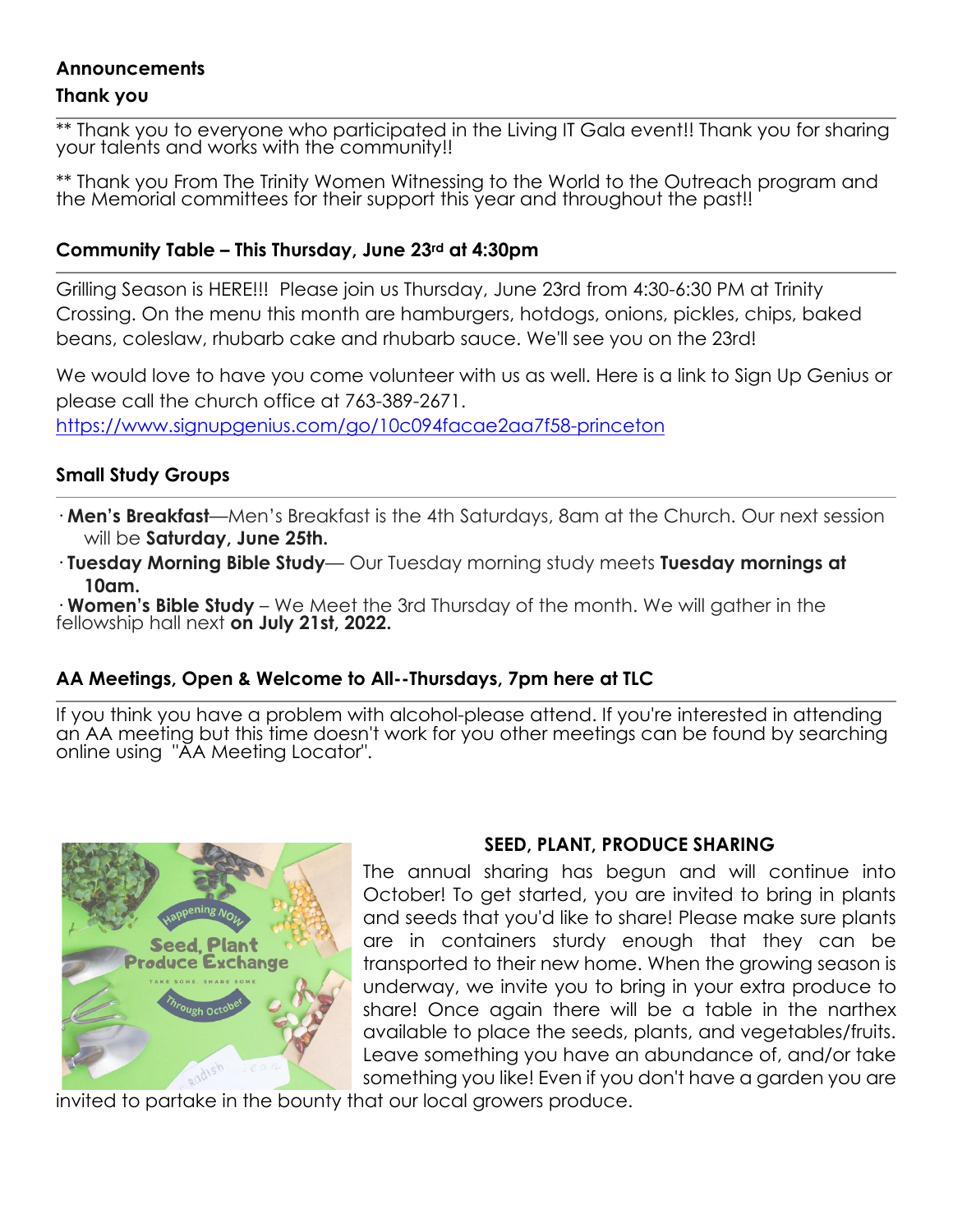## Announcements

### Thank you

** Thank you to everyone who participated in the Living IT Gala event!! Thank you for sharing your talents and works with the community!!

** Thank you From The Trinity Women Witnessing to the World to the Outreach program and the Memorial committees for their support this year and throughout the past!!

### Community Table – This Thursday, June 23rd at 4:30pm

Grilling Season is HERE!!! Please join us Thursday, June 23rd from 4:30-6:30 PM at Trinity Crossing. On the menu this month are hamburgers, hotdogs, onions, pickles, chips, baked beans, coleslaw, rhubarb cake and rhubarb sauce. We'll see you on the 23rd!

We would love to have you come volunteer with us as well. Here is a link to Sign Up Genius or please call the church office at 763-389-2671.
https://www.signupgenius.com/go/10c094facae2aa7f58-princeton

### Small Study Groups

- **Men's Breakfast**—Men's Breakfast is the 4th Saturdays, 8am at the Church. Our next session will be **Saturday, June 25th.**
- **Tuesday Morning Bible Study**— Our Tuesday morning study meets **Tuesday mornings at 10am.**
- **Women's Bible Study** – We Meet the 3rd Thursday of the month. We will gather in the fellowship hall next **on July 21st, 2022.**

### AA Meetings, Open & Welcome to All--Thursdays, 7pm here at TLC

If you think you have a problem with alcohol-please attend. If you're interested in attending an AA meeting but this time doesn't work for you other meetings can be found by searching online using "AA Meeting Locator".

### SEED, PLANT, PRODUCE SHARING

The annual sharing has begun and will continue into October! To get started, you are invited to bring in plants and seeds that you'd like to share! Please make sure plants are in containers sturdy enough that they can be transported to their new home. When the growing season is underway, we invite you to bring in your extra produce to share! Once again there will be a table in the narthex available to place the seeds, plants, and vegetables/fruits. Leave something you have an abundance of, and/or take something you like! Even if you don't have a garden you are invited to partake in the bounty that our local growers produce.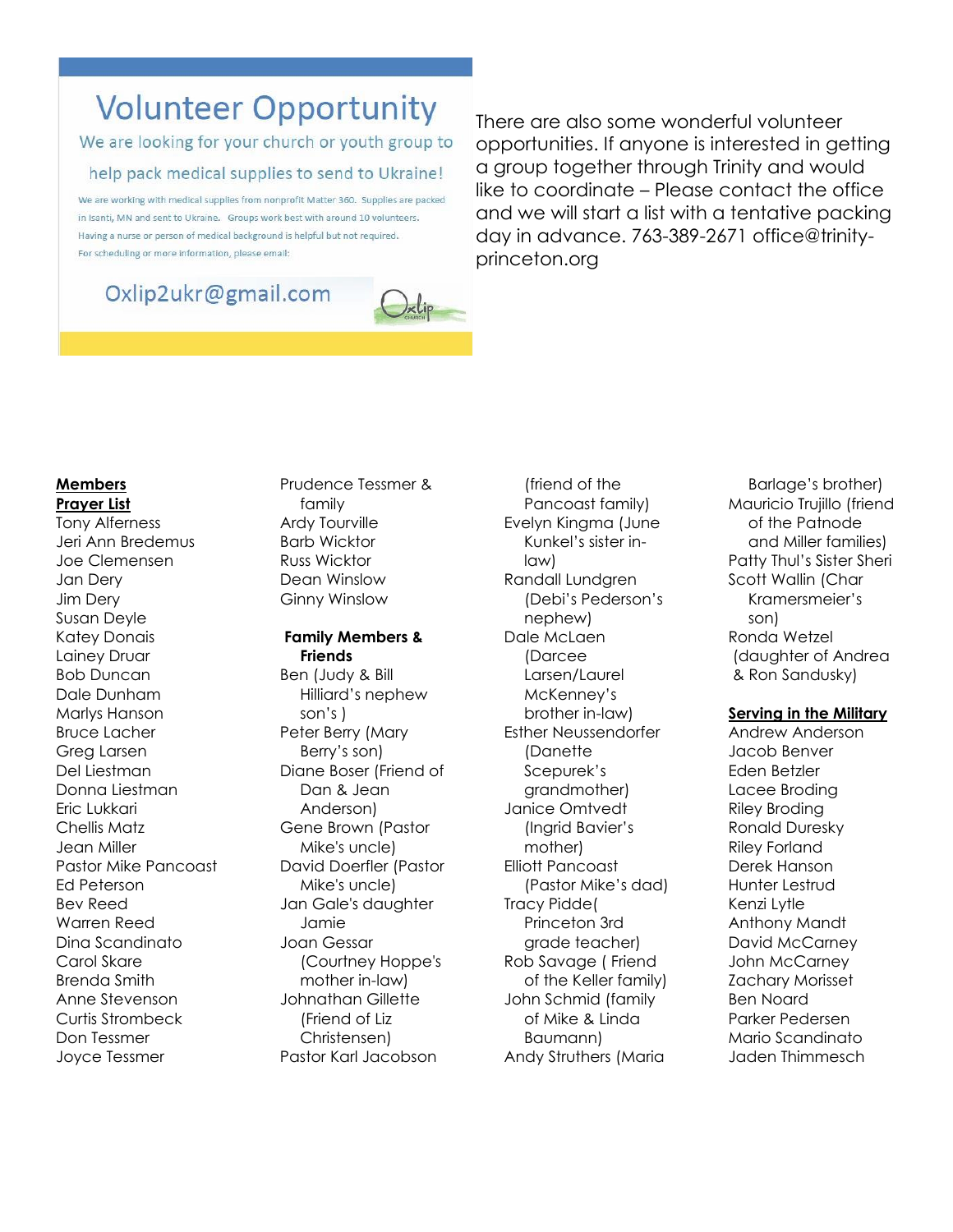## Volunteer Opportunity

We are looking for your church or youth group to help pack medical supplies to send to Ukraine!

We are working with medical supplies from nonprofit Matter 360. Supplies are packed in Isanti, MN and sent to Ukraine. Groups work best with around 10 volunteers. Having a nurse or person of medical background is helpful but not required.

For scheduling or more information, please email:

Oxlip2ukr@gmail.com

There are also some wonderful volunteer opportunities. If anyone is interested in getting a group together through Trinity and would like to coordinate – Please contact the office and we will start a list with a tentative packing day in advance. 763-389-2671 office@trinity-princeton.org

**Members Prayer List**

Tony Alferness
Jeri Ann Bredemus
Joe Clemensen
Jan Dery
Jim Dery
Susan Deyle
Katey Donais
Lainey Druar
Bob Duncan
Dale Dunham
Marlys Hanson
Bruce Lacher
Greg Larsen
Del Liestman
Donna Liestman
Eric Lukkari
Chellis Matz
Jean Miller
Pastor Mike Pancoast
Ed Peterson
Bev Reed
Warren Reed
Dina Scandinato
Carol Skare
Brenda Smith
Anne Stevenson
Curtis Strombeck
Don Tessmer
Joyce Tessmer
Prudence Tessmer & family
Ardy Tourville
Barb Wicktor
Russ Wicktor
Dean Winslow
Ginny Winslow

**Family Members & Friends**

Ben (Judy & Bill Hilliard's nephew son's )
Peter Berry (Mary Berry's son)
Diane Boser (Friend of Dan & Jean Anderson)
Gene Brown (Pastor Mike's uncle)
David Doerfler (Pastor Mike's uncle)
Jan Gale's daughter Jamie
Joan Gessar (Courtney Hoppe's mother in-law)
Johnathan Gillette (Friend of Liz Christensen)
Pastor Karl Jacobson (friend of the Pancoast family)
Evelyn Kingma (June Kunkel's sister in-law)
Randall Lundgren (Debi's Pederson's nephew)
Dale McLaen (Darcee Larsen/Laurel McKenney's brother in-law)
Esther Neussendorfer (Danette Scepurek's grandmother)
Janice Omtvedt (Ingrid Bavier's mother)
Elliott Pancoast (Pastor Mike's dad)
Tracy Pidde( Princeton 3rd grade teacher)
Rob Savage ( Friend of the Keller family)
John Schmid (family of Mike & Linda Baumann)
Andy Struthers (Maria Barlage's brother)
Mauricio Trujillo (friend of the Patnode and Miller families)
Patty Thul's Sister Sheri
Scott Wallin (Char Kramersmeier's son)
Ronda Wetzel (daughter of Andrea & Ron Sandusky)

**Serving in the Military**

Andrew Anderson
Jacob Benver
Eden Betzler
Lacee Broding
Riley Broding
Ronald Duresky
Riley Forland
Derek Hanson
Hunter Lestrud
Kenzi Lytle
Anthony Mandt
David McCarney
John McCarney
Zachary Morisset
Ben Noard
Parker Pedersen
Mario Scandinato
Jaden Thimmesch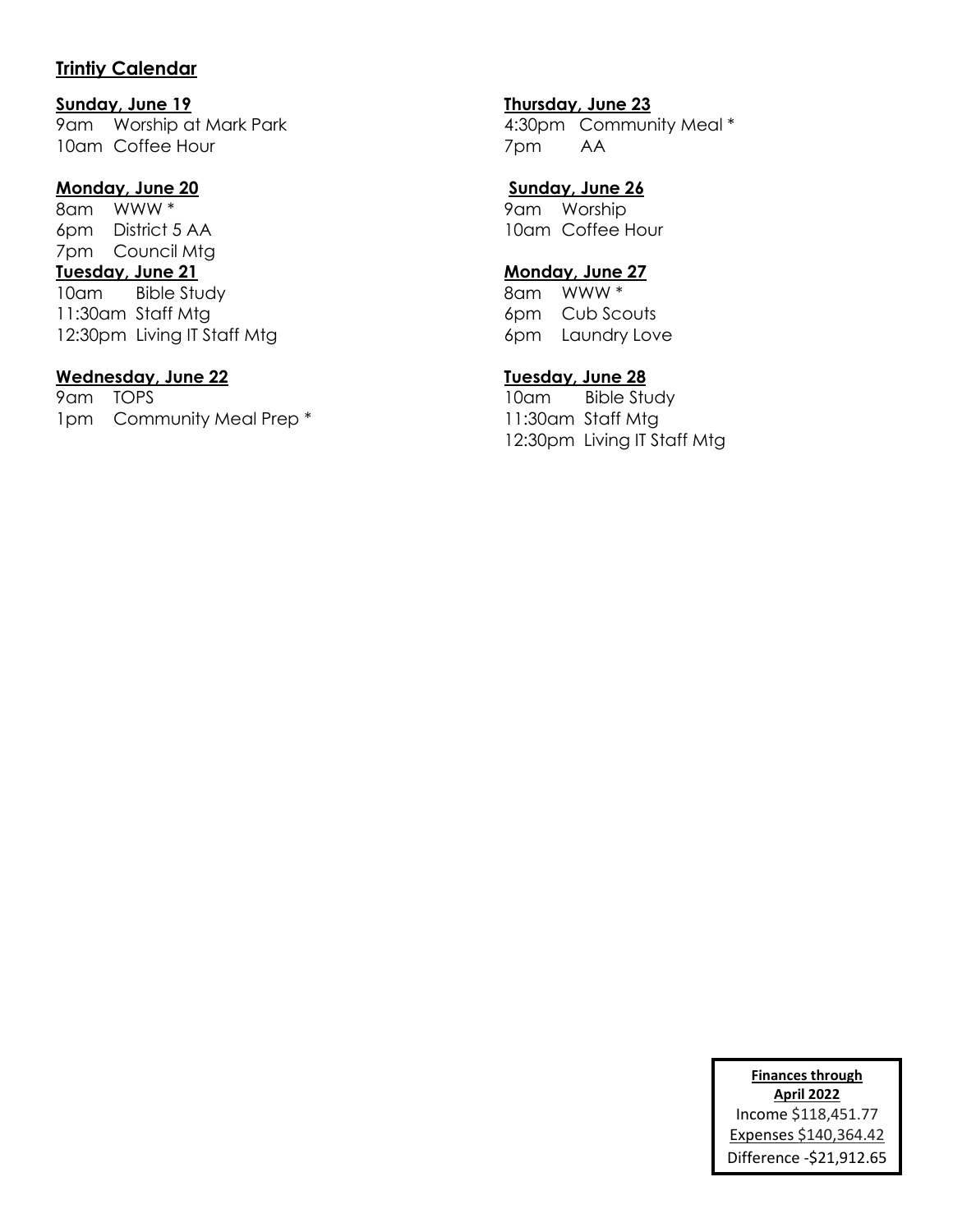**Trintiy Calendar**

**Sunday, June 19**

9am Worship at Mark Park

10am Coffee Hour

**Monday, June 20**

8am WWW *

6pm District 5 AA

7pm Council Mtg

**Tuesday, June 21**

10am Bible Study

11:30am Staff Mtg

12:30pm Living IT Staff Mtg

**Wednesday, June 22**

9am TOPS

1pm Community Meal Prep *

**Thursday, June 23**

4:30pm Community Meal *

7pm AA

**Sunday, June 26**

9am Worship

10am Coffee Hour

**Monday, June 27**

8am WWW *

6pm Cub Scouts

6pm Laundry Love

**Tuesday, June 28**

10am Bible Study

11:30am Staff Mtg

12:30pm Living IT Staff Mtg

**Finances through April 2022**

Income $118,451.77

Expenses $140,364.42

Difference -$21,912.65